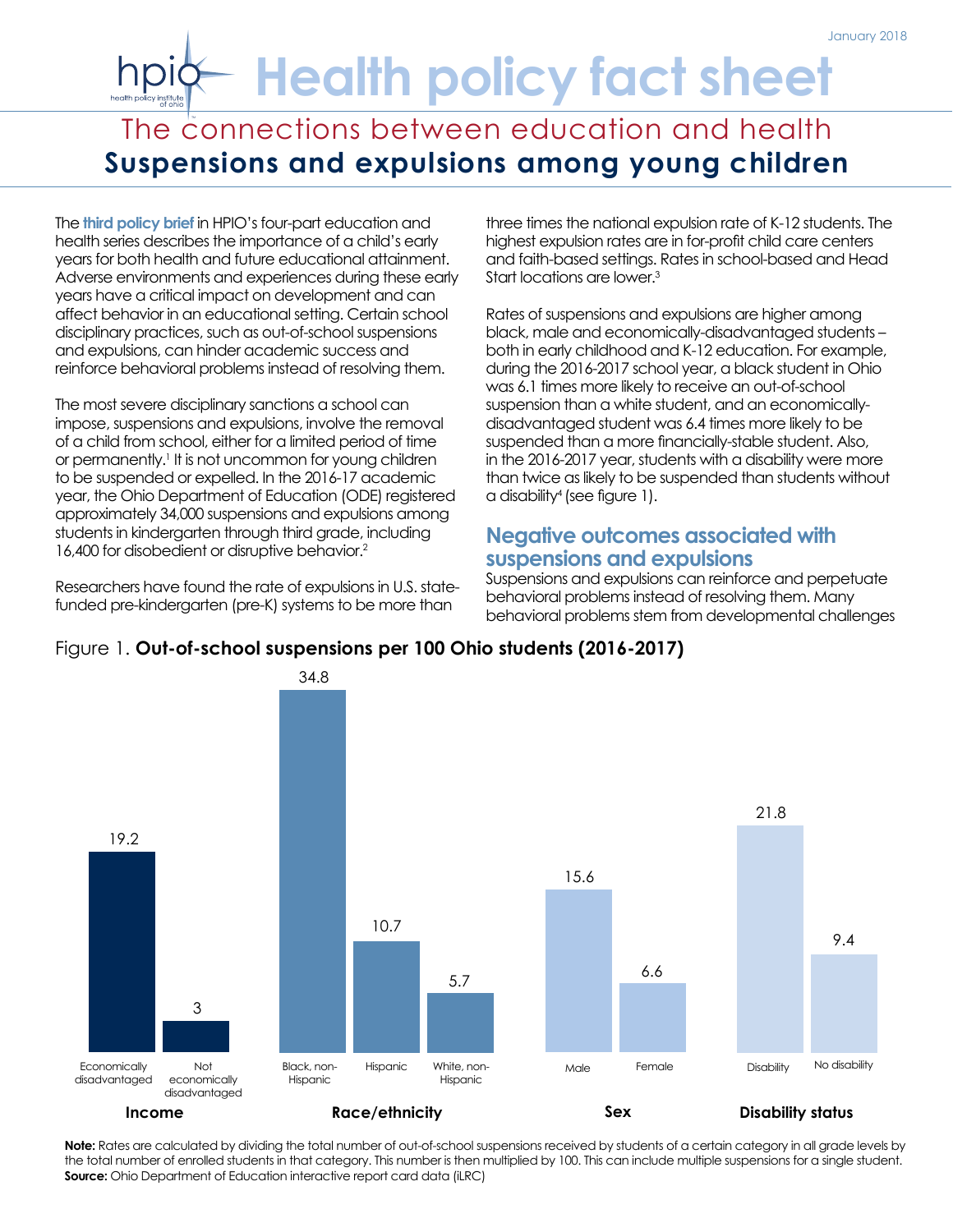January 2018

# Health policy fact sheet

## The connections between education and health
## Suspensions and expulsions among young children

The **third policy brief** in HPIO's four-part education and health series describes the importance of a child's early years for both health and future educational attainment. Adverse environments and experiences during these early years have a critical impact on development and can affect behavior in an educational setting. Certain school disciplinary practices, such as out-of-school suspensions and expulsions, can hinder academic success and reinforce behavioral problems instead of resolving them.

The most severe disciplinary sanctions a school can impose, suspensions and expulsions, involve the removal of a child from school, either for a limited period of time or permanently.[1] It is not uncommon for young children to be suspended or expelled. In the 2016-17 academic year, the Ohio Department of Education (ODE) registered approximately 34,000 suspensions and expulsions among students in kindergarten through third grade, including 16,400 for disobedient or disruptive behavior.[2]

Researchers have found the rate of expulsions in U.S. state-funded pre-kindergarten (pre-K) systems to be more than three times the national expulsion rate of K-12 students. The highest expulsion rates are in for-profit child care centers and faith-based settings. Rates in school-based and Head Start locations are lower.[3]

Rates of suspensions and expulsions are higher among black, male and economically-disadvantaged students – both in early childhood and K-12 education. For example, during the 2016-2017 school year, a black student in Ohio was 6.1 times more likely to receive an out-of-school suspension than a white student, and an economically-disadvantaged student was 6.4 times more likely to be suspended than a more financially-stable student. Also, in the 2016-2017 year, students with a disability were more than twice as likely to be suspended than students without a disability[4] (see figure 1).

### Negative outcomes associated with suspensions and expulsions

Suspensions and expulsions can reinforce and perpetuate behavioral problems instead of resolving them. Many behavioral problems stem from developmental challenges

Figure 1. **Out-of-school suspensions per 100 Ohio students (2016-2017)**

| Category | Group | Suspensions per 100 students |
|---|---|---|
| Income | Economically disadvantaged | 19.2 |
| Income | Not economically disadvantaged | 3 |
| Race/ethnicity | Black, non-Hispanic | 34.8 |
| Race/ethnicity | Hispanic | 10.7 |
| Race/ethnicity | White, non-Hispanic | 5.7 |
| Sex | Male | 15.6 |
| Sex | Female | 6.6 |
| Disability status | Disability | 21.8 |
| Disability status | No disability | 9.4 |

**Note:** Rates are calculated by dividing the total number of out-of-school suspensions received by students of a certain category in all grade levels by the total number of enrolled students in that category. This number is then multiplied by 100. This can include multiple suspensions for a single student.
**Source:** Ohio Department of Education interactive report card data (iLRC)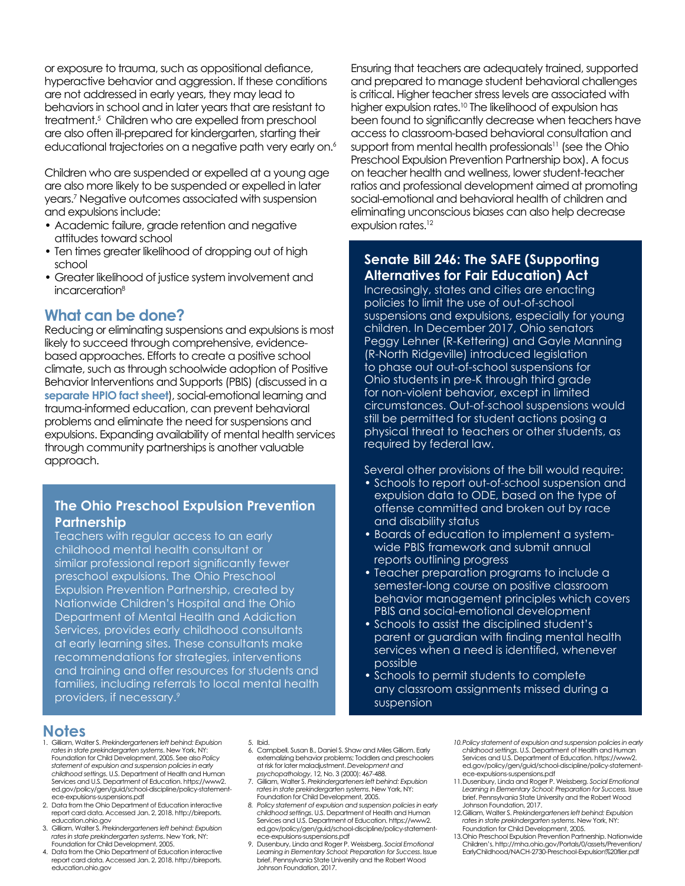or exposure to trauma, such as oppositional defiance, hyperactive behavior and aggression. If these conditions are not addressed in early years, they may lead to behaviors in school and in later years that are resistant to treatment.[5] Children who are expelled from preschool are also often ill-prepared for kindergarten, starting their educational trajectories on a negative path very early on.[6]

Children who are suspended or expelled at a young age are also more likely to be suspended or expelled in later years.[7] Negative outcomes associated with suspension and expulsions include:

- Academic failure, grade retention and negative attitudes toward school
- Ten times greater likelihood of dropping out of high school
- Greater likelihood of justice system involvement and incarceration[8]

## What can be done?

Reducing or eliminating suspensions and expulsions is most likely to succeed through comprehensive, evidence-based approaches. Efforts to create a positive school climate, such as through schoolwide adoption of Positive Behavior Interventions and Supports (PBIS) (discussed in a **separate HPIO fact sheet**), social-emotional learning and trauma-informed education, can prevent behavioral problems and eliminate the need for suspensions and expulsions. Expanding availability of mental health services through community partnerships is another valuable approach.

### The Ohio Preschool Expulsion Prevention Partnership

Teachers with regular access to an early childhood mental health consultant or similar professional report significantly fewer preschool expulsions. The Ohio Preschool Expulsion Prevention Partnership, created by Nationwide Children's Hospital and the Ohio Department of Mental Health and Addiction Services, provides early childhood consultants at early learning sites. These consultants make recommendations for strategies, interventions and training and offer resources for students and families, including referrals to local mental health providers, if necessary.[9]

Ensuring that teachers are adequately trained, supported and prepared to manage student behavioral challenges is critical. Higher teacher stress levels are associated with higher expulsion rates.[10] The likelihood of expulsion has been found to significantly decrease when teachers have access to classroom-based behavioral consultation and support from mental health professionals[11] (see the Ohio Preschool Expulsion Prevention Partnership box). A focus on teacher health and wellness, lower student-teacher ratios and professional development aimed at promoting social-emotional and behavioral health of children and eliminating unconscious biases can also help decrease expulsion rates.[12]

### Senate Bill 246: The SAFE (Supporting Alternatives for Fair Education) Act

Increasingly, states and cities are enacting policies to limit the use of out-of-school suspensions and expulsions, especially for young children. In December 2017, Ohio senators Peggy Lehner (R-Kettering) and Gayle Manning (R-North Ridgeville) introduced legislation to phase out out-of-school suspensions for Ohio students in pre-K through third grade for non-violent behavior, except in limited circumstances. Out-of-school suspensions would still be permitted for student actions posing a physical threat to teachers or other students, as required by federal law.

Several other provisions of the bill would require:

- Schools to report out-of-school suspension and expulsion data to ODE, based on the type of offense committed and broken out by race and disability status
- Boards of education to implement a system-wide PBIS framework and submit annual reports outlining progress
- Teacher preparation programs to include a semester-long course on positive classroom behavior management principles which covers PBIS and social-emotional development
- Schools to assist the disciplined student's parent or guardian with finding mental health services when a need is identified, whenever possible
- Schools to permit students to complete any classroom assignments missed during a suspension

## Notes

1. Gilliam, Walter S. *Prekindergarteners left behind: Expulsion rates in state prekindergarten systems*. New York, NY: Foundation for Child Development, 2005. See also *Policy statement of expulsion and suspension policies in early childhood settings*. U.S. Department of Health and Human Services and U.S. Department of Education. https://www2.ed.gov/policy/gen/guid/school-discipline/policy-statement-ece-expulsions-suspensions.pdf
2. Data from the Ohio Department of Education interactive report card data. Accessed Jan. 2, 2018. http://bireports.education.ohio.gov
3. Gilliam, Walter S. *Prekindergarteners left behind: Expulsion rates in state prekindergarten systems*. New York, NY: Foundation for Child Development, 2005.
4. Data from the Ohio Department of Education interactive report card data. Accessed Jan. 2, 2018. http://bireports.education.ohio.gov
5. Ibid.
6. Campbell, Susan B., Daniel S. Shaw and Miles Gilliom. Early externalizing behavior problems; Toddlers and preschoolers at risk for later maladjustment. *Development and psychopathology*, 12, No. 3 (2000): 467-488.
7. Gilliam, Walter S. *Prekindergarteners left behind: Expulsion rates in state prekindergarten systems*. New York, NY: Foundation for Child Development, 2005.
8. *Policy statement of expulsion and suspension policies in early childhood settings*. U.S. Department of Health and Human Services and U.S. Department of Education. https://www2.ed.gov/policy/gen/guid/school-discipline/policy-statement-ece-expulsions-suspensions.pdf
9. Dusenbury, Linda and Roger P. Weissberg. *Social Emotional Learning in Elementary School: Preparation for Success*. Issue brief. Pennsylvania State University and the Robert Wood Johnson Foundation, 2017.
10. *Policy statement of expulsion and suspension policies in early childhood settings*. U.S. Department of Health and Human Services and U.S. Department of Education. https://www2.ed.gov/policy/gen/guid/school-discipline/policy-statement-ece-expulsions-suspensions.pdf
11. Dusenbury, Linda and Roger P. Weissberg. *Social Emotional Learning in Elementary School: Preparation for Success*. Issue brief. Pennsylvania State University and the Robert Wood Johnson Foundation, 2017.
12. Gilliam, Walter S. *Prekindergarteners left behind: Expulsion rates in state prekindergarten systems*. New York, NY: Foundation for Child Development, 2005.
13. Ohio Preschool Expulsion Prevention Partnership. Nationwide Children's. http://mha.ohio.gov/Portals/0/assets/Prevention/EarlyChildhood/NACH-2730-Preschool-Expulsion%20flier.pdf